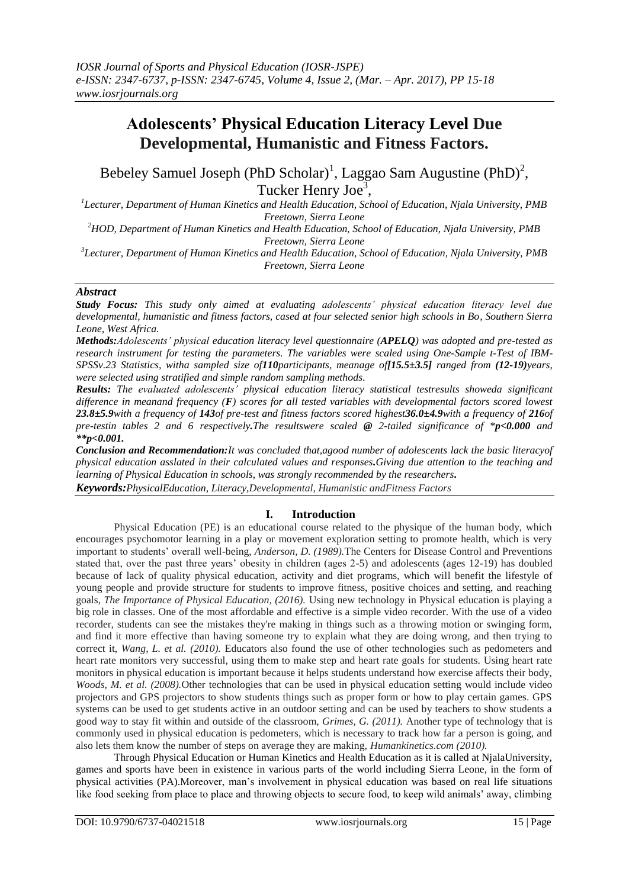# Adolescents' Physical Education Literacy Level Due Developmental, Humanistic and Fitness Factors.

Bebeley Samuel Joseph (PhD Scholar)[1], Laggao Sam Augustine (PhD)[2], Tucker Henry Joe[3],

[1]Lecturer, Department of Human Kinetics and Health Education, School of Education, Njala University, PMB Freetown, Sierra Leone

[2]HOD, Department of Human Kinetics and Health Education, School of Education, Njala University, PMB Freetown, Sierra Leone

[3]Lecturer, Department of Human Kinetics and Health Education, School of Education, Njala University, PMB Freetown, Sierra Leone

## *Abstract*

***Study Focus:*** *This study only aimed at evaluating adolescents' physical education literacy level due developmental, humanistic and fitness factors, cased at four selected senior high schools in Bo, Southern Sierra Leone, West Africa.*

***Methods:*** *Adolescents' physical education literacy level questionnaire (**APELQ**) was adopted and pre-tested as research instrument for testing the parameters. The variables were scaled using One-Sample t-Test of IBM-SPSSv.23 Statistics, witha sampled size of **110** participants, meanage of **[15.5±3.5]** ranged from **(12-19)** years, were selected using stratified and simple random sampling methods.*

***Results:*** *The evaluated adolescents' physical education literacy statistical testresults showeda significant difference in meanand frequency (**F**) scores for all tested variables with developmental factors scored lowest **23.8±5.9** with a frequency of **143** of pre-test and fitness factors scored highest **36.0±4.9** with a frequency of **216** of pre-testin tables 2 and 6 respectively. The resultswere scaled **@** 2-tailed significance of **\*p<0.000** and **\*\*p<0.001.***

***Conclusion and Recommendation:*** *It was concluded that,agood number of adolescents lack the basic literacyof physical education asslated in their calculated values and responses. Giving due attention to the teaching and learning of Physical Education in schools, was strongly recommended by the researchers.*

***Keywords:*** *PhysicalEducation, Literacy,Developmental, Humanistic andFitness Factors*

## I. Introduction

Physical Education (PE) is an educational course related to the physique of the human body, which encourages psychomotor learning in a play or movement exploration setting to promote health, which is very important to students' overall well-being, *Anderson, D. (1989).* The Centers for Disease Control and Preventions stated that, over the past three years' obesity in children (ages 2-5) and adolescents (ages 12-19) has doubled because of lack of quality physical education, activity and diet programs, which will benefit the lifestyle of young people and provide structure for students to improve fitness, positive choices and setting, and reaching goals, *The Importance of Physical Education, (2016).* Using new technology in Physical education is playing a big role in classes. One of the most affordable and effective is a simple video recorder. With the use of a video recorder, students can see the mistakes they're making in things such as a throwing motion or swinging form, and find it more effective than having someone try to explain what they are doing wrong, and then trying to correct it, *Wang, L. et al. (2010).* Educators also found the use of other technologies such as pedometers and heart rate monitors very successful, using them to make step and heart rate goals for students. Using heart rate monitors in physical education is important because it helps students understand how exercise affects their body, *Woods, M. et al. (2008).* Other technologies that can be used in physical education setting would include video projectors and GPS projectors to show students things such as proper form or how to play certain games. GPS systems can be used to get students active in an outdoor setting and can be used by teachers to show students a good way to stay fit within and outside of the classroom, *Grimes, G. (2011).* Another type of technology that is commonly used in physical education is pedometers, which is necessary to track how far a person is going, and also lets them know the number of steps on average they are making, *Humankinetics.com (2010).*

Through Physical Education or Human Kinetics and Health Education as it is called at NjalaUniversity, games and sports have been in existence in various parts of the world including Sierra Leone, in the form of physical activities (PA).Moreover, man's involvement in physical education was based on real life situations like food seeking from place to place and throwing objects to secure food, to keep wild animals' away, climbing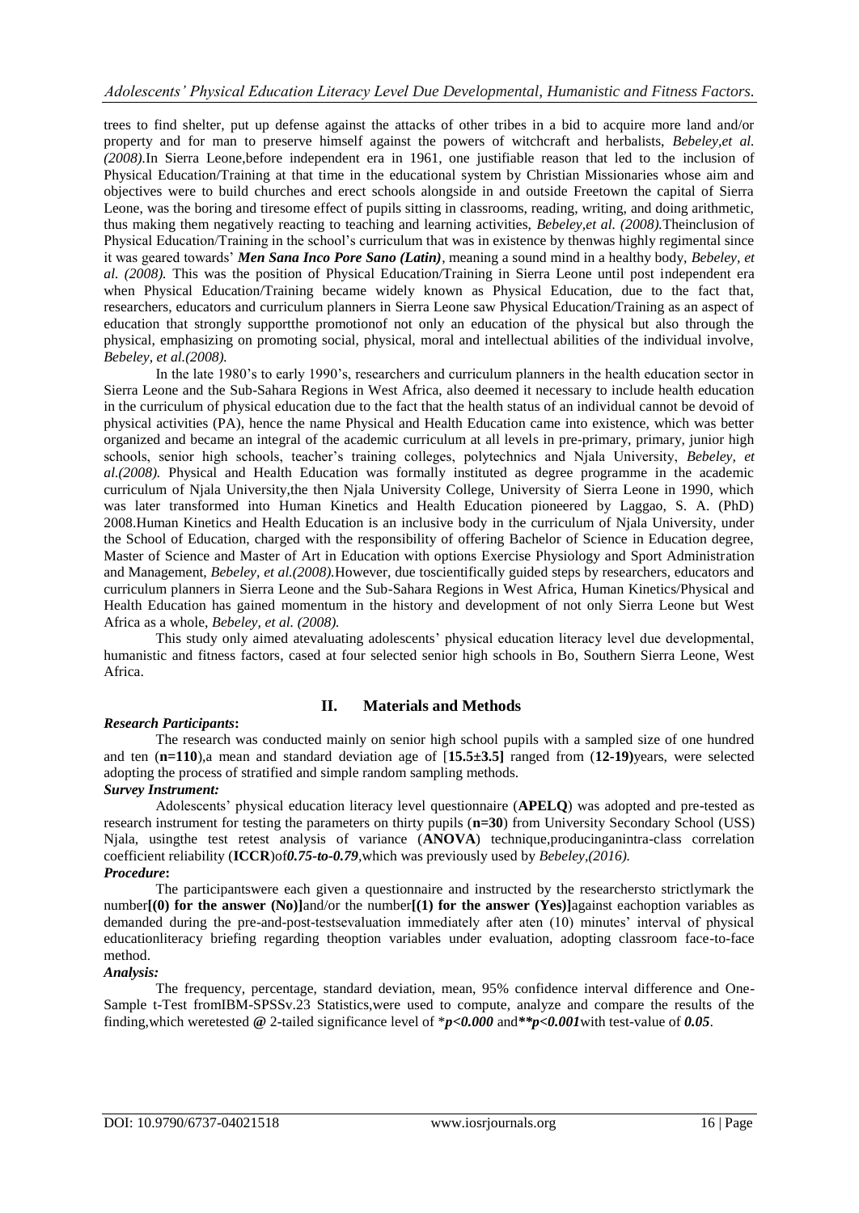trees to find shelter, put up defense against the attacks of other tribes in a bid to acquire more land and/or property and for man to preserve himself against the powers of witchcraft and herbalists, *Bebeley,et al. (2008).*In Sierra Leone,before independent era in 1961, one justifiable reason that led to the inclusion of Physical Education/Training at that time in the educational system by Christian Missionaries whose aim and objectives were to build churches and erect schools alongside in and outside Freetown the capital of Sierra Leone, was the boring and tiresome effect of pupils sitting in classrooms, reading, writing, and doing arithmetic, thus making them negatively reacting to teaching and learning activities, *Bebeley,et al. (2008).*Theinclusion of Physical Education/Training in the school's curriculum that was in existence by thenwas highly regimental since it was geared towards' ***Men Sana Inco Pore Sano (Latin)***, meaning a sound mind in a healthy body, *Bebeley, et al. (2008).* This was the position of Physical Education/Training in Sierra Leone until post independent era when Physical Education/Training became widely known as Physical Education, due to the fact that, researchers, educators and curriculum planners in Sierra Leone saw Physical Education/Training as an aspect of education that strongly supportthe promotionof not only an education of the physical but also through the physical, emphasizing on promoting social, physical, moral and intellectual abilities of the individual involve, *Bebeley, et al.(2008).*

In the late 1980's to early 1990's, researchers and curriculum planners in the health education sector in Sierra Leone and the Sub-Sahara Regions in West Africa, also deemed it necessary to include health education in the curriculum of physical education due to the fact that the health status of an individual cannot be devoid of physical activities (PA), hence the name Physical and Health Education came into existence, which was better organized and became an integral of the academic curriculum at all levels in pre-primary, primary, junior high schools, senior high schools, teacher's training colleges, polytechnics and Njala University, *Bebeley, et al.(2008).* Physical and Health Education was formally instituted as degree programme in the academic curriculum of Njala University,the then Njala University College, University of Sierra Leone in 1990, which was later transformed into Human Kinetics and Health Education pioneered by Laggao, S. A. (PhD) 2008.Human Kinetics and Health Education is an inclusive body in the curriculum of Njala University, under the School of Education, charged with the responsibility of offering Bachelor of Science in Education degree, Master of Science and Master of Art in Education with options Exercise Physiology and Sport Administration and Management, *Bebeley, et al.(2008).*However, due toscientifically guided steps by researchers, educators and curriculum planners in Sierra Leone and the Sub-Sahara Regions in West Africa, Human Kinetics/Physical and Health Education has gained momentum in the history and development of not only Sierra Leone but West Africa as a whole, *Bebeley, et al. (2008).*

This study only aimed atevaluating adolescents' physical education literacy level due developmental, humanistic and fitness factors, cased at four selected senior high schools in Bo, Southern Sierra Leone, West Africa.

## II. Materials and Methods

***Research Participants*:**

The research was conducted mainly on senior high school pupils with a sampled size of one hundred and ten (**n=110**),a mean and standard deviation age of [**15.5±3.5]** ranged from (**12-19)**years, were selected adopting the process of stratified and simple random sampling methods.

***Survey Instrument:***

Adolescents' physical education literacy level questionnaire (**APELQ**) was adopted and pre-tested as research instrument for testing the parameters on thirty pupils (**n=30**) from University Secondary School (USS) Njala, usingthe test retest analysis of variance (**ANOVA**) technique,producinganintra-class correlation coefficient reliability (**ICCR**)of***0.75-to-0.79***,which was previously used by *Bebeley,(2016).*

***Procedure*:**

The participantswere each given a questionnaire and instructed by the researchersto strictlymark the number**[(0) for the answer (No)]**and/or the number**[(1) for the answer (Yes)]**against eachoption variables as demanded during the pre-and-post-testsevaluation immediately after aten (10) minutes' interval of physical educationliteracy briefing regarding theoption variables under evaluation, adopting classroom face-to-face method.

***Analysis:***

The frequency, percentage, standard deviation, mean, 95% confidence interval difference and One-Sample t-Test fromIBM-SPSSv.23 Statistics,were used to compute, analyze and compare the results of the finding,which weretested **@** 2-tailed significance level of \****p<0.000*** and***\*\*p<0.001***with test-value of ***0.05***.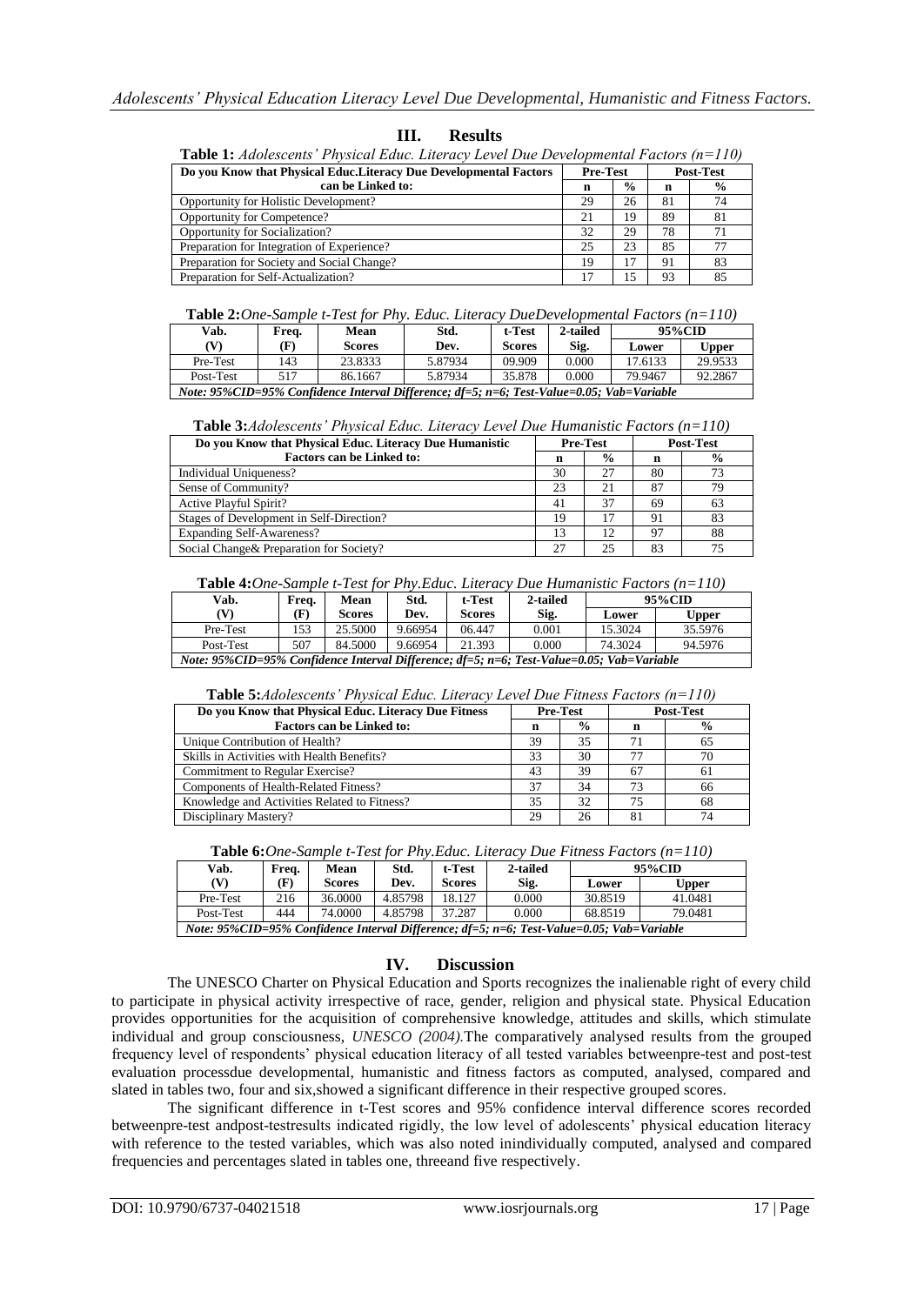## III. Results

**Table 1:** *Adolescents' Physical Educ. Literacy Level Due Developmental Factors (n=110)*

| Do you Know that Physical Educ.Literacy Due Developmental Factors can be Linked to: | Pre-Test | | Post-Test | |
|---|---|---|---|---|
| | n | % | n | % |
| Opportunity for Holistic Development? | 29 | 26 | 81 | 74 |
| Opportunity for Competence? | 21 | 19 | 89 | 81 |
| Opportunity for Socialization? | 32 | 29 | 78 | 71 |
| Preparation for Integration of Experience? | 25 | 23 | 85 | 77 |
| Preparation for Society and Social Change? | 19 | 17 | 91 | 83 |
| Preparation for Self-Actualization? | 17 | 15 | 93 | 85 |

**Table 2:** *One-Sample t-Test for Phy. Educ. Literacy DueDevelopmental Factors (n=110)*

| Vab. (V) | Freq. (F) | Mean Scores | Std. Dev. | t-Test Scores | 2-tailed Sig. | 95%CID | |
|---|---|---|---|---|---|---|---|
| | | | | | | Lower | Upper |
| Pre-Test | 143 | 23.8333 | 5.87934 | 09.909 | 0.000 | 17.6133 | 29.9533 |
| Post-Test | 517 | 86.1667 | 5.87934 | 35.878 | 0.000 | 79.9467 | 92.2867 |

*Note: 95%CID=95% Confidence Interval Difference; df=5; n=6; Test-Value=0.05; Vab=Variable*

**Table 3:** *Adolescents' Physical Educ. Literacy Level Due Humanistic Factors (n=110)*

| Do you Know that Physical Educ. Literacy Due Humanistic Factors can be Linked to: | Pre-Test | | Post-Test | |
|---|---|---|---|---|
| | n | % | n | % |
| Individual Uniqueness? | 30 | 27 | 80 | 73 |
| Sense of Community? | 23 | 21 | 87 | 79 |
| Active Playful Spirit? | 41 | 37 | 69 | 63 |
| Stages of Development in Self-Direction? | 19 | 17 | 91 | 83 |
| Expanding Self-Awareness? | 13 | 12 | 97 | 88 |
| Social Change& Preparation for Society? | 27 | 25 | 83 | 75 |

**Table 4:** *One-Sample t-Test for Phy.Educ. Literacy Due Humanistic Factors (n=110)*

| Vab. (V) | Freq. (F) | Mean Scores | Std. Dev. | t-Test Scores | 2-tailed Sig. | 95%CID | |
|---|---|---|---|---|---|---|---|
| | | | | | | Lower | Upper |
| Pre-Test | 153 | 25.5000 | 9.66954 | 06.447 | 0.001 | 15.3024 | 35.5976 |
| Post-Test | 507 | 84.5000 | 9.66954 | 21.393 | 0.000 | 74.3024 | 94.5976 |

*Note: 95%CID=95% Confidence Interval Difference; df=5; n=6; Test-Value=0.05; Vab=Variable*

**Table 5:** *Adolescents' Physical Educ. Literacy Level Due Fitness Factors (n=110)*

| Do you Know that Physical Educ. Literacy Due Fitness Factors can be Linked to: | Pre-Test | | Post-Test | |
|---|---|---|---|---|
| | n | % | n | % |
| Unique Contribution of Health? | 39 | 35 | 71 | 65 |
| Skills in Activities with Health Benefits? | 33 | 30 | 77 | 70 |
| Commitment to Regular Exercise? | 43 | 39 | 67 | 61 |
| Components of Health-Related Fitness? | 37 | 34 | 73 | 66 |
| Knowledge and Activities Related to Fitness? | 35 | 32 | 75 | 68 |
| Disciplinary Mastery? | 29 | 26 | 81 | 74 |

**Table 6:** *One-Sample t-Test for Phy.Educ. Literacy Due Fitness Factors (n=110)*

| Vab. (V) | Freq. (F) | Mean Scores | Std. Dev. | t-Test Scores | 2-tailed Sig. | 95%CID | |
|---|---|---|---|---|---|---|---|
| | | | | | | Lower | Upper |
| Pre-Test | 216 | 36.0000 | 4.85798 | 18.127 | 0.000 | 30.8519 | 41.0481 |
| Post-Test | 444 | 74.0000 | 4.85798 | 37.287 | 0.000 | 68.8519 | 79.0481 |

*Note: 95%CID=95% Confidence Interval Difference; df=5; n=6; Test-Value=0.05; Vab=Variable*

## IV. Discussion

The UNESCO Charter on Physical Education and Sports recognizes the inalienable right of every child to participate in physical activity irrespective of race, gender, religion and physical state. Physical Education provides opportunities for the acquisition of comprehensive knowledge, attitudes and skills, which stimulate individual and group consciousness, *UNESCO (2004).*The comparatively analysed results from the grouped frequency level of respondents' physical education literacy of all tested variables betweenpre-test and post-test evaluation processdue developmental, humanistic and fitness factors as computed, analysed, compared and slated in tables two, four and six,showed a significant difference in their respective grouped scores.

The significant difference in t-Test scores and 95% confidence interval difference scores recorded betweenpre-test andpost-testresults indicated rigidly, the low level of adolescents' physical education literacy with reference to the tested variables, which was also noted inindividually computed, analysed and compared frequencies and percentages slated in tables one, threeand five respectively.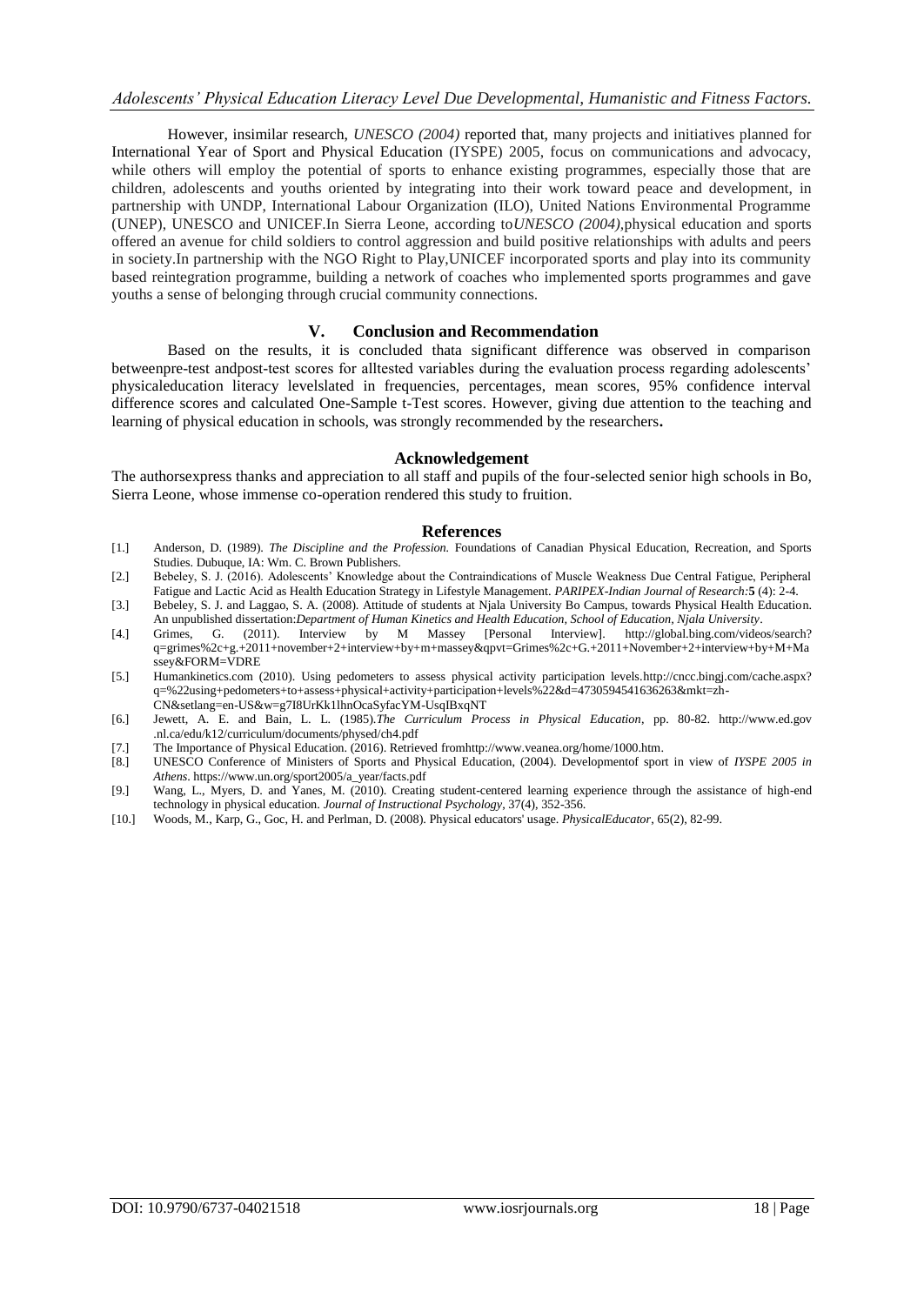However, insimilar research, *UNESCO (2004)* reported that, many projects and initiatives planned for International Year of Sport and Physical Education (IYSPE) 2005, focus on communications and advocacy, while others will employ the potential of sports to enhance existing programmes, especially those that are children, adolescents and youths oriented by integrating into their work toward peace and development, in partnership with UNDP, International Labour Organization (ILO), United Nations Environmental Programme (UNEP), UNESCO and UNICEF.In Sierra Leone, according to*UNESCO (2004)*,physical education and sports offered an avenue for child soldiers to control aggression and build positive relationships with adults and peers in society.In partnership with the NGO Right to Play,UNICEF incorporated sports and play into its community based reintegration programme, building a network of coaches who implemented sports programmes and gave youths a sense of belonging through crucial community connections.

## V. Conclusion and Recommendation

Based on the results, it is concluded thata significant difference was observed in comparison betweenpre-test andpost-test scores for alltested variables during the evaluation process regarding adolescents' physicaleducation literacy levelslated in frequencies, percentages, mean scores, 95% confidence interval difference scores and calculated One-Sample t-Test scores. However, giving due attention to the teaching and learning of physical education in schools, was strongly recommended by the researchers**.**

## Acknowledgement

The authorsexpress thanks and appreciation to all staff and pupils of the four-selected senior high schools in Bo, Sierra Leone, whose immense co-operation rendered this study to fruition.

## References

[1.] Anderson, D. (1989). *The Discipline and the Profession.* Foundations of Canadian Physical Education, Recreation, and Sports Studies. Dubuque, IA: Wm. C. Brown Publishers.

[2.] Bebeley, S. J. (2016). Adolescents' Knowledge about the Contraindications of Muscle Weakness Due Central Fatigue, Peripheral Fatigue and Lactic Acid as Health Education Strategy in Lifestyle Management. *PARIPEX-Indian Journal of Research*:**5** (4): 2-4.

[3.] Bebeley, S. J. and Laggao, S. A. (2008). Attitude of students at Njala University Bo Campus, towards Physical Health Education. An unpublished dissertation:*Department of Human Kinetics and Health Education, School of Education, Njala University*.

[4.] Grimes, G. (2011). Interview by M Massey [Personal Interview]. http://global.bing.com/videos/search?q=grimes%2c+g.+2011+november+2+interview+by+m+massey&qpvt=Grimes%2c+G.+2011+November+2+interview+by+M+Massey&FORM=VDRE

[5.] Humankinetics.com (2010). Using pedometers to assess physical activity participation levels.http://cncc.bingj.com/cache.aspx?q=%22using+pedometers+to+assess+physical+activity+participation+levels%22&d=4730594541636263&mkt=zh-CN&setlang=en-US&w=g7I8UrKk1lhnOcaSyfacYM-UsqIBxqNT

[6.] Jewett, A. E. and Bain, L. L. (1985).*The Curriculum Process in Physical Education*, pp. 80-82. http://www.ed.gov.nl.ca/edu/k12/curriculum/documents/physed/ch4.pdf

[7.] The Importance of Physical Education. (2016). Retrieved fromhttp://www.veanea.org/home/1000.htm.

[8.] UNESCO Conference of Ministers of Sports and Physical Education, (2004). Developmentof sport in view of *IYSPE 2005 in Athens*. https://www.un.org/sport2005/a_year/facts.pdf

[9.] Wang, L., Myers, D. and Yanes, M. (2010). Creating student-centered learning experience through the assistance of high-end technology in physical education. *Journal of Instructional Psychology*, 37(4), 352-356.

[10.] Woods, M., Karp, G., Goc, H. and Perlman, D. (2008). Physical educators' usage. *PhysicalEducator*, 65(2), 82-99.